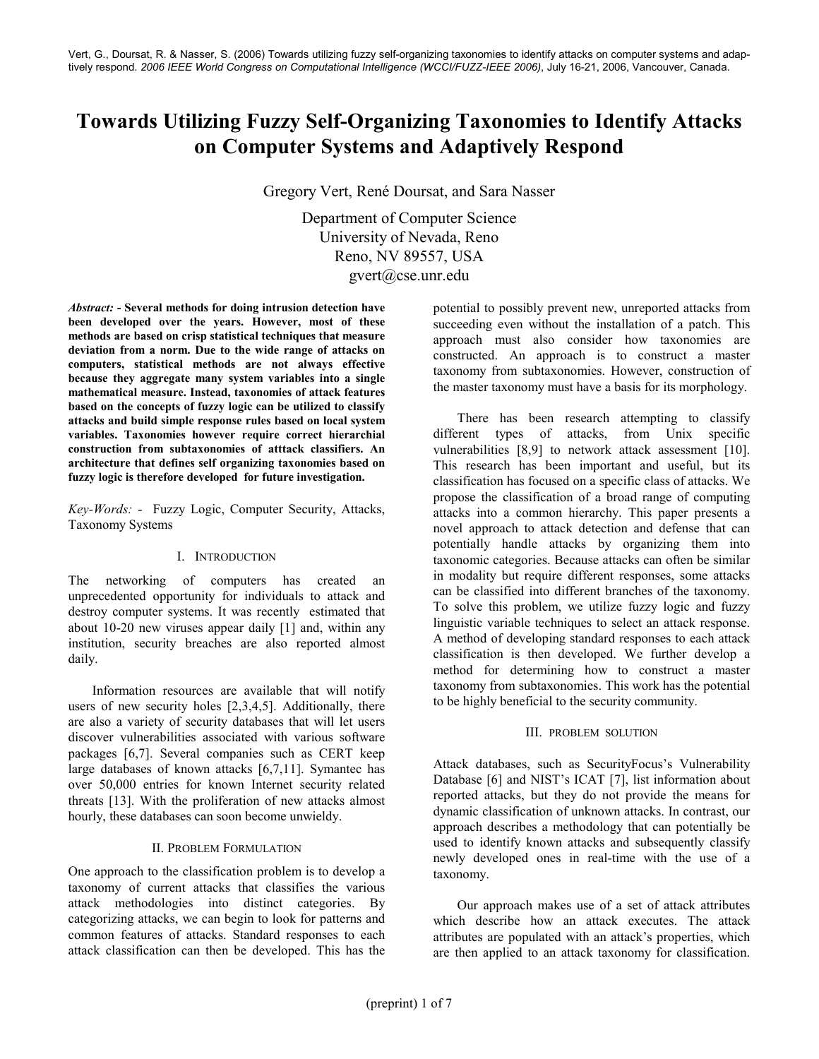Vert, G., Doursat, R. & Nasser, S. (2006) Towards utilizing fuzzy self-organizing taxonomies to identify attacks on computer systems and adaptively respond. *2006 IEEE World Congress on Computational Intelligence (WCCI/FUZZ-IEEE 2006)*, July 16-21, 2006, Vancouver, Canada.

# Towards Utilizing Fuzzy Self-Organizing Taxonomies to Identify Attacks on Computer Systems and Adaptively Respond

Gregory Vert, René Doursat, and Sara Nasser

Department of Computer Science
University of Nevada, Reno
Reno, NV 89557, USA
gvert@cse.unr.edu

***Abstract:* - Several methods for doing intrusion detection have been developed over the years. However, most of these methods are based on crisp statistical techniques that measure deviation from a norm. Due to the wide range of attacks on computers, statistical methods are not always effective because they aggregate many system variables into a single mathematical measure. Instead, taxonomies of attack features based on the concepts of fuzzy logic can be utilized to classify attacks and build simple response rules based on local system variables. Taxonomies however require correct hierarchial construction from subtaxonomies of atttack classifiers. An architecture that defines self organizing taxonomies based on fuzzy logic is therefore developed for future investigation.**

*Key-Words:* - Fuzzy Logic, Computer Security, Attacks, Taxonomy Systems

## I. Introduction

The networking of computers has created an unprecedented opportunity for individuals to attack and destroy computer systems. It was recently estimated that about 10-20 new viruses appear daily [1] and, within any institution, security breaches are also reported almost daily.

Information resources are available that will notify users of new security holes [2,3,4,5]. Additionally, there are also a variety of security databases that will let users discover vulnerabilities associated with various software packages [6,7]. Several companies such as CERT keep large databases of known attacks [6,7,11]. Symantec has over 50,000 entries for known Internet security related threats [13]. With the proliferation of new attacks almost hourly, these databases can soon become unwieldy.

## II. Problem Formulation

One approach to the classification problem is to develop a taxonomy of current attacks that classifies the various attack methodologies into distinct categories. By categorizing attacks, we can begin to look for patterns and common features of attacks. Standard responses to each attack classification can then be developed. This has the potential to possibly prevent new, unreported attacks from succeeding even without the installation of a patch. This approach must also consider how taxonomies are constructed. An approach is to construct a master taxonomy from subtaxonomies. However, construction of the master taxonomy must have a basis for its morphology.

There has been research attempting to classify different types of attacks, from Unix specific vulnerabilities [8,9] to network attack assessment [10]. This research has been important and useful, but its classification has focused on a specific class of attacks. We propose the classification of a broad range of computing attacks into a common hierarchy. This paper presents a novel approach to attack detection and defense that can potentially handle attacks by organizing them into taxonomic categories. Because attacks can often be similar in modality but require different responses, some attacks can be classified into different branches of the taxonomy. To solve this problem, we utilize fuzzy logic and fuzzy linguistic variable techniques to select an attack response. A method of developing standard responses to each attack classification is then developed. We further develop a method for determining how to construct a master taxonomy from subtaxonomies. This work has the potential to be highly beneficial to the security community.

## III. Problem Solution

Attack databases, such as SecurityFocus's Vulnerability Database [6] and NIST's ICAT [7], list information about reported attacks, but they do not provide the means for dynamic classification of unknown attacks. In contrast, our approach describes a methodology that can potentially be used to identify known attacks and subsequently classify newly developed ones in real-time with the use of a taxonomy.

Our approach makes use of a set of attack attributes which describe how an attack executes. The attack attributes are populated with an attack's properties, which are then applied to an attack taxonomy for classification.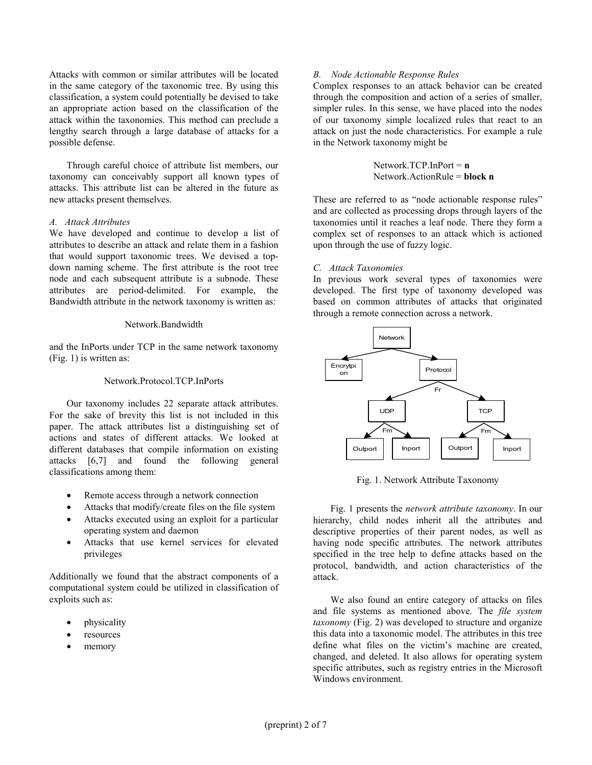Attacks with common or similar attributes will be located in the same category of the taxonomic tree. By using this classification, a system could potentially be devised to take an appropriate action based on the classification of the attack within the taxonomies. This method can preclude a lengthy search through a large database of attacks for a possible defense.

Through careful choice of attribute list members, our taxonomy can conceivably support all known types of attacks. This attribute list can be altered in the future as new attacks present themselves.

### A. Attack Attributes

We have developed and continue to develop a list of attributes to describe an attack and relate them in a fashion that would support taxonomic trees. We devised a top-down naming scheme. The first attribute is the root tree node and each subsequent attribute is a subnode. These attributes are period-delimited. For example, the Bandwidth attribute in the network taxonomy is written as:

Network.Bandwidth

and the InPorts under TCP in the same network taxonomy (Fig. 1) is written as:

Network.Protocol.TCP.InPorts

Our taxonomy includes 22 separate attack attributes. For the sake of brevity this list is not included in this paper. The attack attributes list a distinguishing set of actions and states of different attacks. We looked at different databases that compile information on existing attacks [6,7] and found the following general classifications among them:

- Remote access through a network connection
- Attacks that modify/create files on the file system
- Attacks executed using an exploit for a particular operating system and daemon
- Attacks that use kernel services for elevated privileges

Additionally we found that the abstract components of a computational system could be utilized in classification of exploits such as:

- physicality
- resources
- memory

### B. Node Actionable Response Rules

Complex responses to an attack behavior can be created through the composition and action of a series of smaller, simpler rules. In this sense, we have placed into the nodes of our taxonomy simple localized rules that react to an attack on just the node characteristics. For example a rule in the Network taxonomy might be

Network.TCP.InPort = **n**
Network.ActionRule = **block n**

These are referred to as "node actionable response rules" and are collected as processing drops through layers of the taxonomies until it reaches a leaf node. There they form a complex set of responses to an attack which is actioned upon through the use of fuzzy logic.

### C. Attack Taxonomies

In previous work several types of taxonomies were developed. The first type of taxonomy developed was based on common attributes of attacks that originated through a remote connection across a network.

Network → Encrytpion, Protocol; Protocol (Fr) → UDP, TCP; UDP (Fm) → Outport, Inport; TCP (Fm) → Outport, Inport

Fig. 1. Network Attribute Taxonomy

Fig. 1 presents the *network attribute taxonomy*. In our hierarchy, child nodes inherit all the attributes and descriptive properties of their parent nodes, as well as having node specific attributes. The network attributes specified in the tree help to define attacks based on the protocol, bandwidth, and action characteristics of the attack.

We also found an entire category of attacks on files and file systems as mentioned above. The *file system taxonomy* (Fig. 2) was developed to structure and organize this data into a taxonomic model. The attributes in this tree define what files on the victim's machine are created, changed, and deleted. It also allows for operating system specific attributes, such as registry entries in the Microsoft Windows environment.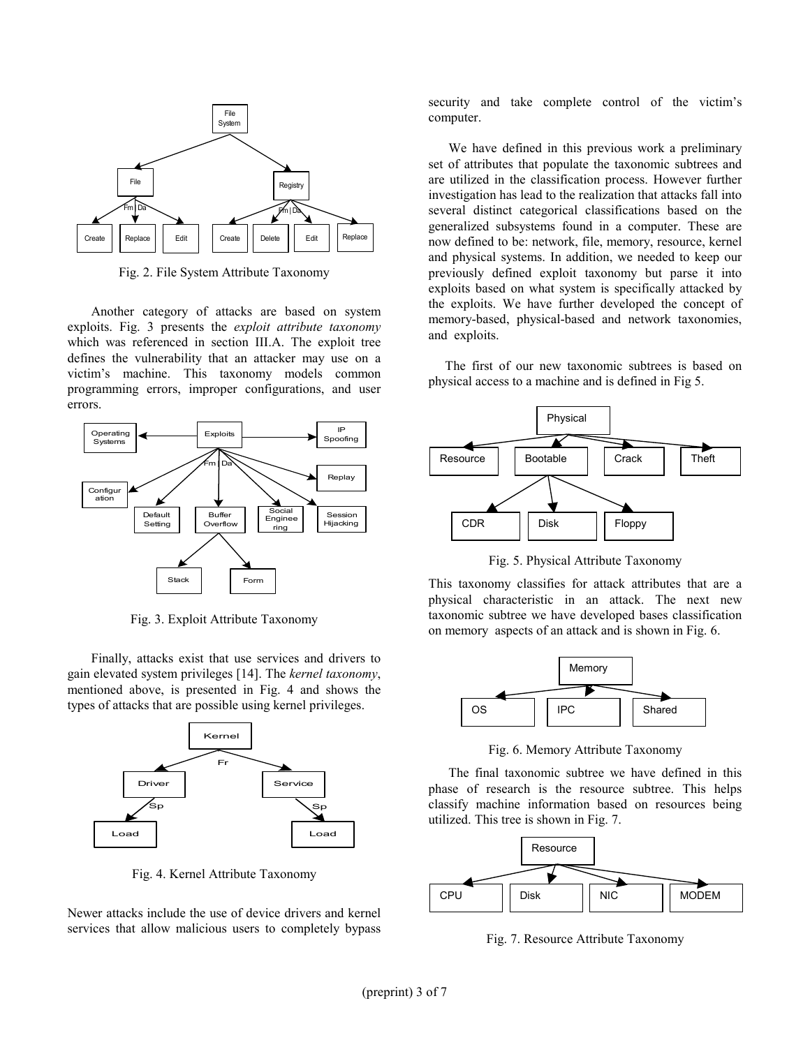Fig. 2. File System Attribute Taxonomy

Another category of attacks are based on system exploits. Fig. 3 presents the *exploit attribute taxonomy* which was referenced in section III.A. The exploit tree defines the vulnerability that an attacker may use on a victim's machine. This taxonomy models common programming errors, improper configurations, and user errors.

Fig. 3. Exploit Attribute Taxonomy

Finally, attacks exist that use services and drivers to gain elevated system privileges [14]. The *kernel taxonomy*, mentioned above, is presented in Fig. 4 and shows the types of attacks that are possible using kernel privileges.

Fig. 4. Kernel Attribute Taxonomy

Newer attacks include the use of device drivers and kernel services that allow malicious users to completely bypass security and take complete control of the victim's computer.

We have defined in this previous work a preliminary set of attributes that populate the taxonomic subtrees and are utilized in the classification process. However further investigation has lead to the realization that attacks fall into several distinct categorical classifications based on the generalized subsystems found in a computer. These are now defined to be: network, file, memory, resource, kernel and physical systems. In addition, we needed to keep our previously defined exploit taxonomy but parse it into exploits based on what system is specifically attacked by the exploits. We have further developed the concept of memory-based, physical-based and network taxonomies, and exploits.

The first of our new taxonomic subtrees is based on physical access to a machine and is defined in Fig 5.

Fig. 5. Physical Attribute Taxonomy

This taxonomy classifies for attack attributes that are a physical characteristic in an attack. The next new taxonomic subtree we have developed bases classification on memory aspects of an attack and is shown in Fig. 6.

Fig. 6. Memory Attribute Taxonomy

The final taxonomic subtree we have defined in this phase of research is the resource subtree. This helps classify machine information based on resources being utilized. This tree is shown in Fig. 7.

Fig. 7. Resource Attribute Taxonomy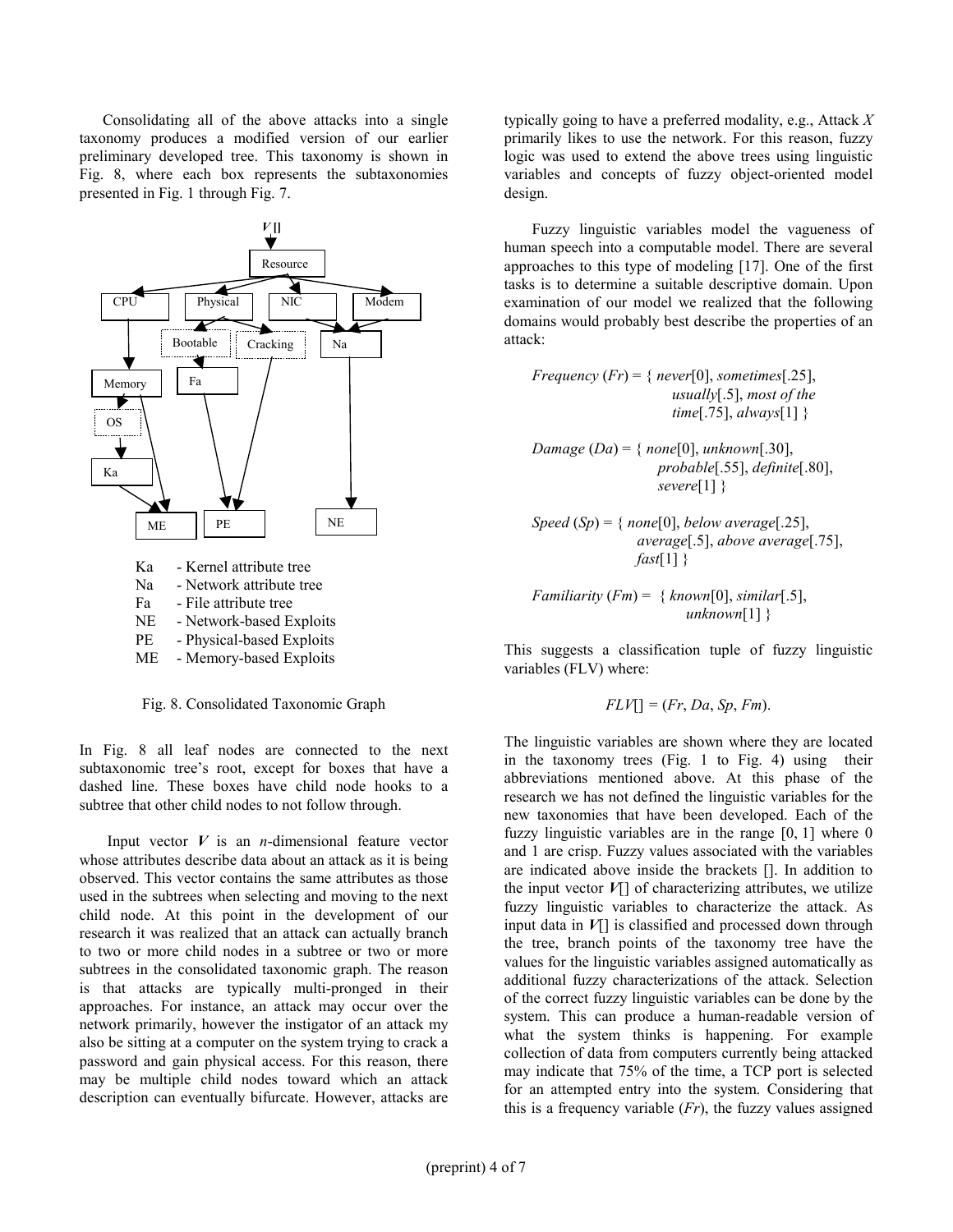Consolidating all of the above attacks into a single taxonomy produces a modified version of our earlier preliminary developed tree. This taxonomy is shown in Fig. 8, where each box represents the subtaxonomies presented in Fig. 1 through Fig. 7.

Ka - Kernel attribute tree
Na - Network attribute tree
Fa - File attribute tree
NE - Network-based Exploits
PE - Physical-based Exploits
ME - Memory-based Exploits

Fig. 8. Consolidated Taxonomic Graph

In Fig. 8 all leaf nodes are connected to the next subtaxonomic tree's root, except for boxes that have a dashed line. These boxes have child node hooks to a subtree that other child nodes to not follow through.

Input vector ***V*** is an *n*-dimensional feature vector whose attributes describe data about an attack as it is being observed. This vector contains the same attributes as those used in the subtrees when selecting and moving to the next child node. At this point in the development of our research it was realized that an attack can actually branch to two or more child nodes in a subtree or two or more subtrees in the consolidated taxonomic graph. The reason is that attacks are typically multi-pronged in their approaches. For instance, an attack may occur over the network primarily, however the instigator of an attack my also be sitting at a computer on the system trying to crack a password and gain physical access. For this reason, there may be multiple child nodes toward which an attack description can eventually bifurcate. However, attacks are typically going to have a preferred modality, e.g., Attack *X* primarily likes to use the network. For this reason, fuzzy logic was used to extend the above trees using linguistic variables and concepts of fuzzy object-oriented model design.

Fuzzy linguistic variables model the vagueness of human speech into a computable model. There are several approaches to this type of modeling [17]. One of the first tasks is to determine a suitable descriptive domain. Upon examination of our model we realized that the following domains would probably best describe the properties of an attack:

*Frequency* (*Fr*) = { *never*[0], *sometimes*[.25], *usually*[.5], *most of the time*[.75], *always*[1] }

*Damage* (*Da*) = { *none*[0], *unknown*[.30], *probable*[.55], *definite*[.80], *severe*[1] }

*Speed* (*Sp*) = { *none*[0], *below average*[.25], *average*[.5], *above average*[.75], *fast*[1] }

*Familiarity* (*Fm*) = { *known*[0], *similar*[.5], *unknown*[1] }

This suggests a classification tuple of fuzzy linguistic variables (FLV) where:

$$FLV[] = (Fr, Da, Sp, Fm).$$

The linguistic variables are shown where they are located in the taxonomy trees (Fig. 1 to Fig. 4) using their abbreviations mentioned above. At this phase of the research we has not defined the linguistic variables for the new taxonomies that have been developed. Each of the fuzzy linguistic variables are in the range [0, 1] where 0 and 1 are crisp. Fuzzy values associated with the variables are indicated above inside the brackets []. In addition to the input vector ***V***[] of characterizing attributes, we utilize fuzzy linguistic variables to characterize the attack. As input data in ***V***[] is classified and processed down through the tree, branch points of the taxonomy tree have the values for the linguistic variables assigned automatically as additional fuzzy characterizations of the attack. Selection of the correct fuzzy linguistic variables can be done by the system. This can produce a human-readable version of what the system thinks is happening. For example collection of data from computers currently being attacked may indicate that 75% of the time, a TCP port is selected for an attempted entry into the system. Considering that this is a frequency variable (*Fr*), the fuzzy values assigned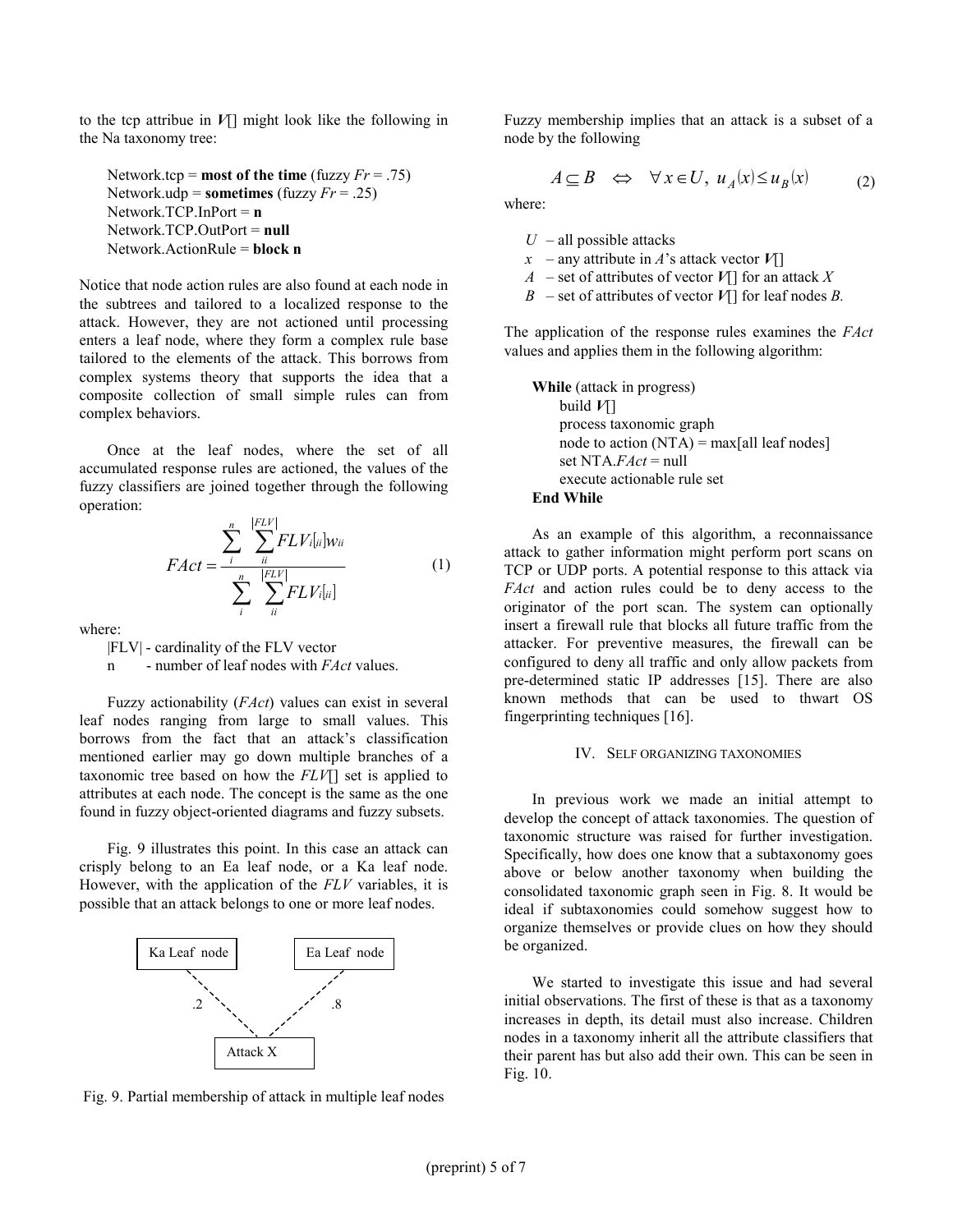to the tcp attribue in ***V***[] might look like the following in the Na taxonomy tree:

> Network.tcp = **most of the time** (fuzzy *Fr* = .75)
> Network.udp = **sometimes** (fuzzy *Fr* = .25)
> Network.TCP.InPort = **n**
> Network.TCP.OutPort = **null**
> Network.ActionRule = **block n**

Notice that node action rules are also found at each node in the subtrees and tailored to a localized response to the attack. However, they are not actioned until processing enters a leaf node, where they form a complex rule base tailored to the elements of the attack. This borrows from complex systems theory that supports the idea that a composite collection of small simple rules can from complex behaviors.

Once at the leaf nodes, where the set of all accumulated response rules are actioned, the values of the fuzzy classifiers are joined together through the following operation:

$$FAct = \frac{\sum_{i}^{n} \sum_{ii}^{|FLV|} FLV_i[ii] w_{ii}}{\sum_{i}^{n} \sum_{ii}^{|FLV|} FLV_i[ii]} \tag{1}$$

where:

|FLV| - cardinality of the FLV vector
n - number of leaf nodes with *FAct* values.

Fuzzy actionability (*FAct*) values can exist in several leaf nodes ranging from large to small values. This borrows from the fact that an attack's classification mentioned earlier may go down multiple branches of a taxonomic tree based on how the *FLV*[] set is applied to attributes at each node. The concept is the same as the one found in fuzzy object-oriented diagrams and fuzzy subsets.

Fig. 9 illustrates this point. In this case an attack can crisply belong to an Ea leaf node, or a Ka leaf node. However, with the application of the *FLV* variables, it is possible that an attack belongs to one or more leaf nodes.

Fig. 9. Partial membership of attack in multiple leaf nodes

Fuzzy membership implies that an attack is a subset of a node by the following

$$A \subseteq B \quad \Leftrightarrow \quad \forall\, x \in U,\; u_A(x) \leq u_B(x) \tag{2}$$

where:

- $U$ – all possible attacks
- $x$ – any attribute in $A$'s attack vector ***V***[]
- $A$ – set of attributes of vector ***V***[] for an attack $X$
- $B$ – set of attributes of vector ***V***[] for leaf nodes $B$.

The application of the response rules examines the *FAct* values and applies them in the following algorithm:

```
While (attack in progress)
    build V[]
    process taxonomic graph
    node to action (NTA) = max[all leaf nodes]
    set NTA.FAct = null
    execute actionable rule set
End While
```

As an example of this algorithm, a reconnaissance attack to gather information might perform port scans on TCP or UDP ports. A potential response to this attack via *FAct* and action rules could be to deny access to the originator of the port scan. The system can optionally insert a firewall rule that blocks all future traffic from the attacker. For preventive measures, the firewall can be configured to deny all traffic and only allow packets from pre-determined static IP addresses [15]. There are also known methods that can be used to thwart OS fingerprinting techniques [16].

## IV. Self Organizing Taxonomies

In previous work we made an initial attempt to develop the concept of attack taxonomies. The question of taxonomic structure was raised for further investigation. Specifically, how does one know that a subtaxonomy goes above or below another taxonomy when building the consolidated taxonomic graph seen in Fig. 8. It would be ideal if subtaxonomies could somehow suggest how to organize themselves or provide clues on how they should be organized.

We started to investigate this issue and had several initial observations. The first of these is that as a taxonomy increases in depth, its detail must also increase. Children nodes in a taxonomy inherit all the attribute classifiers that their parent has but also add their own. This can be seen in Fig. 10.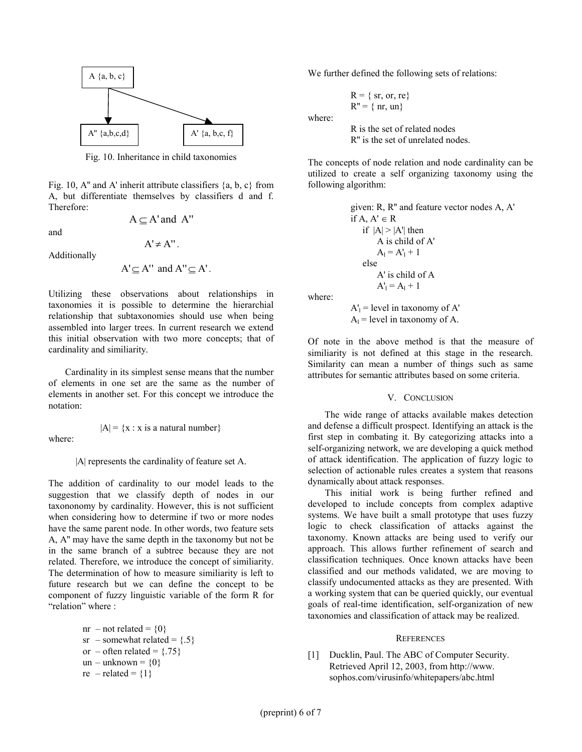Fig. 10. Inheritance in child taxonomies

Fig. 10, A'' and A' inherit attribute classifiers {a, b, c} from A, but differentiate themselves by classifiers d and f. Therefore:

$$A \subseteq A' \text{ and } A''$$

and

$$A' \neq A''.$$

Additionally

$$A' \not\subseteq A'' \text{ and } A'' \not\subseteq A'.$$

Utilizing these observations about relationships in taxonomies it is possible to determine the hierarchial relationship that subtaxonomies should use when being assembled into larger trees. In current research we extend this initial observation with two more concepts; that of cardinality and similiarity.

Cardinality in its simplest sense means that the number of elements in one set are the same as the number of elements in another set. For this concept we introduce the notation:

$$|A| = \{x : x \text{ is a natural number}\}$$

where:

$|A|$ represents the cardinality of feature set A.

The addition of cardinality to our model leads to the suggestion that we classify depth of nodes in our taxononomy by cardinality. However, this is not sufficient when considering how to determine if two or more nodes have the same parent node. In other words, two feature sets A, A'' may have the same depth in the taxonomy but not be in the same branch of a subtree because they are not related. Therefore, we introduce the concept of similiarity. The determination of how to measure similiarity is left to future research but we can define the concept to be component of fuzzy linguistic variable of the form R for "relation" where :

nr – not related = {0}
sr – somewhat related = {.5}
or – often related = {.75}
un – unknown = {0}
re – related = {1}

We further defined the following sets of relations:

R = { sr, or, re}
R'' = { nr, un}

where:

R is the set of related nodes
R'' is the set of unrelated nodes.

The concepts of node relation and node cardinality can be utilized to create a self organizing taxonomy using the following algorithm:

```
given: R, R'' and feature vector nodes A, A'
if A, A' ∈ R
    if |A| > |A'| then
        A is child of A'
        A_l = A'_l + 1
    else
        A' is child of A
        A'_l = A_l + 1
```

where:

$A'_l$ = level in taxonomy of A'
$A_l$ = level in taxonomy of A.

Of note in the above method is that the measure of similiarity is not defined at this stage in the research. Similarity can mean a number of things such as same attributes for semantic attributes based on some criteria.

## V. Conclusion

The wide range of attacks available makes detection and defense a difficult prospect. Identifying an attack is the first step in combating it. By categorizing attacks into a self-organizing network, we are developing a quick method of attack identification. The application of fuzzy logic to selection of actionable rules creates a system that reasons dynamically about attack responses.

This initial work is being further refined and developed to include concepts from complex adaptive systems. We have built a small prototype that uses fuzzy logic to check classification of attacks against the taxonomy. Known attacks are being used to verify our approach. This allows further refinement of search and classification techniques. Once known attacks have been classified and our methods validated, we are moving to classify undocumented attacks as they are presented. With a working system that can be queried quickly, our eventual goals of real-time identification, self-organization of new taxonomies and classification of attack may be realized.

## References

[1] Ducklin, Paul. The ABC of Computer Security. Retrieved April 12, 2003, from http://www.sophos.com/virusinfo/whitepapers/abc.html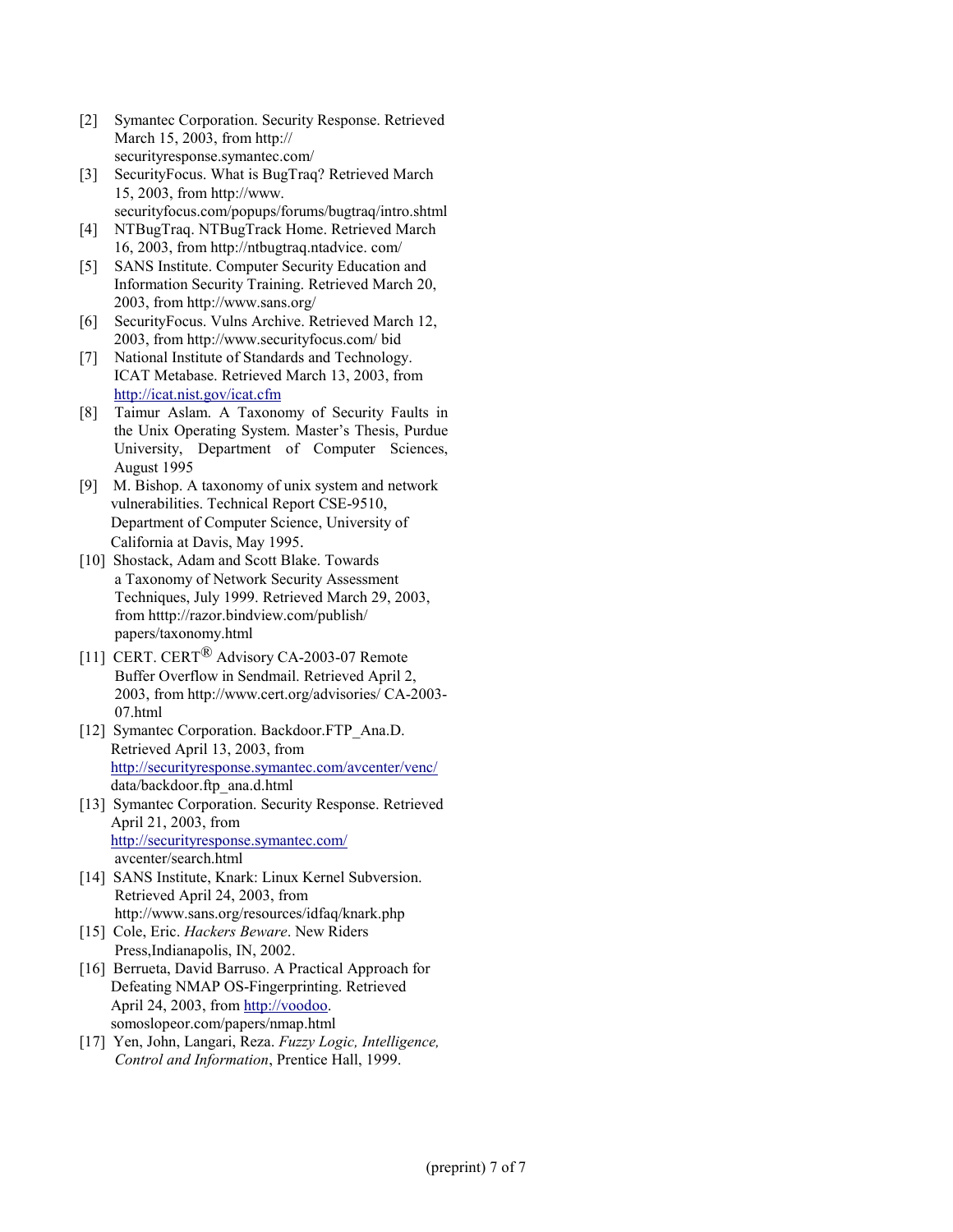[2] Symantec Corporation. Security Response. Retrieved March 15, 2003, from http://securityresponse.symantec.com/

[3] SecurityFocus. What is BugTraq? Retrieved March 15, 2003, from http://www.securityfocus.com/popups/forums/bugtraq/intro.shtml

[4] NTBugTraq. NTBugTrack Home. Retrieved March 16, 2003, from http://ntbugtraq.ntadvice. com/

[5] SANS Institute. Computer Security Education and Information Security Training. Retrieved March 20, 2003, from http://www.sans.org/

[6] SecurityFocus. Vulns Archive. Retrieved March 12, 2003, from http://www.securityfocus.com/ bid

[7] National Institute of Standards and Technology. ICAT Metabase. Retrieved March 13, 2003, from http://icat.nist.gov/icat.cfm

[8] Taimur Aslam. A Taxonomy of Security Faults in the Unix Operating System. Master's Thesis, Purdue University, Department of Computer Sciences, August 1995

[9] M. Bishop. A taxonomy of unix system and network vulnerabilities. Technical Report CSE-9510, Department of Computer Science, University of California at Davis, May 1995.

[10] Shostack, Adam and Scott Blake. Towards a Taxonomy of Network Security Assessment Techniques, July 1999. Retrieved March 29, 2003, from htttp://razor.bindview.com/publish/papers/taxonomy.html

[11] CERT. CERT® Advisory CA-2003-07 Remote Buffer Overflow in Sendmail. Retrieved April 2, 2003, from http://www.cert.org/advisories/ CA-2003-07.html

[12] Symantec Corporation. Backdoor.FTP_Ana.D. Retrieved April 13, 2003, from http://securityresponse.symantec.com/avcenter/venc/data/backdoor.ftp_ana.d.html

[13] Symantec Corporation. Security Response. Retrieved April 21, 2003, from http://securityresponse.symantec.com/avcenter/search.html

[14] SANS Institute, Knark: Linux Kernel Subversion. Retrieved April 24, 2003, from http://www.sans.org/resources/idfaq/knark.php

[15] Cole, Eric. *Hackers Beware*. New Riders Press,Indianapolis, IN, 2002.

[16] Berrueta, David Barruso. A Practical Approach for Defeating NMAP OS-Fingerprinting. Retrieved April 24, 2003, from http://voodoo.somoslopeor.com/papers/nmap.html

[17] Yen, John, Langari, Reza. *Fuzzy Logic, Intelligence, Control and Information*, Prentice Hall, 1999.